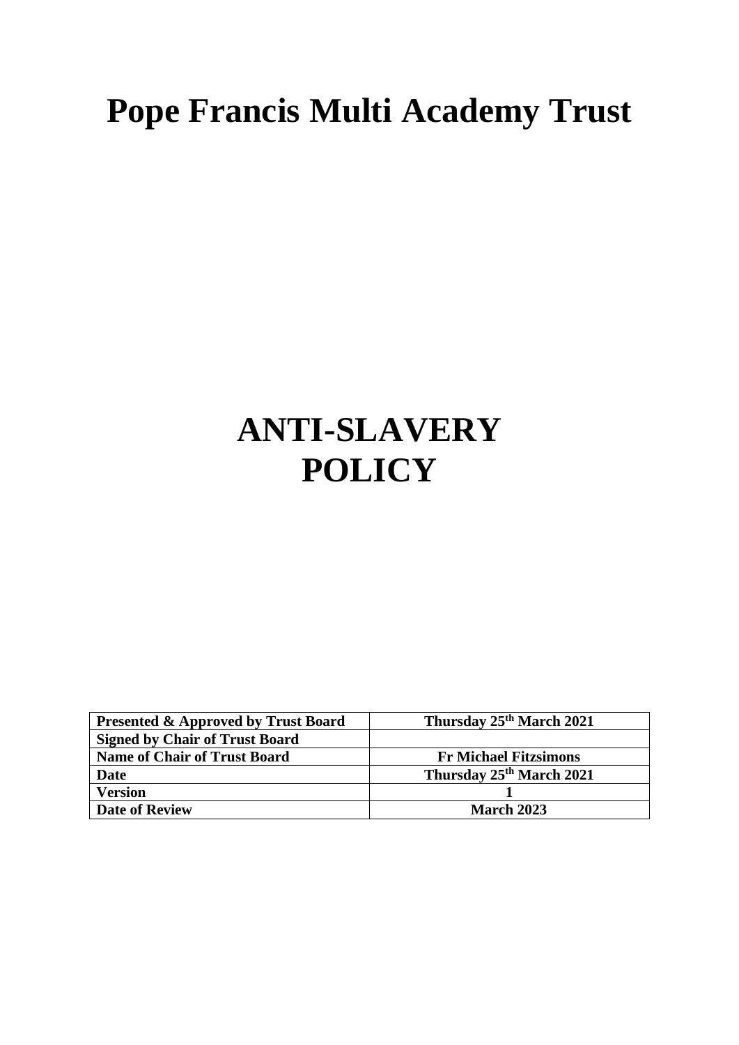# Pope Francis Multi Academy Trust

# ANTI-SLAVERY POLICY

| | |
|---|---|
| **Presented & Approved by Trust Board** | **Thursday 25th March 2021** |
| **Signed by Chair of Trust Board** | |
| **Name of Chair of Trust Board** | **Fr Michael Fitzsimons** |
| **Date** | **Thursday 25th March 2021** |
| **Version** | **1** |
| **Date of Review** | **March 2023** |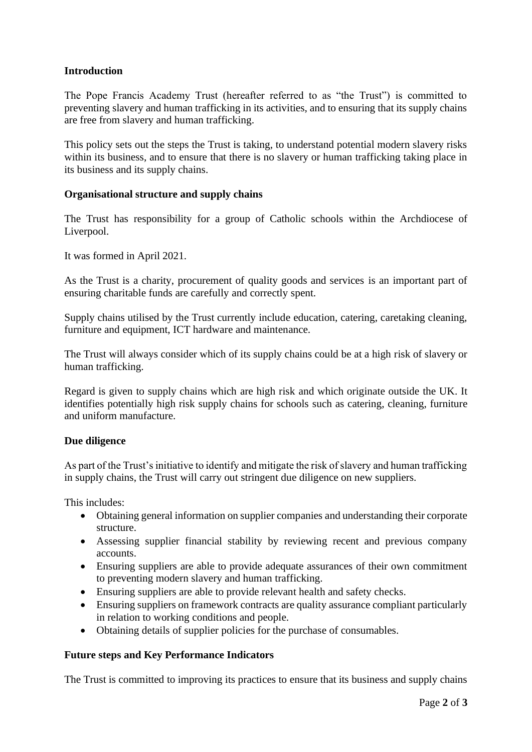**Introduction**

The Pope Francis Academy Trust (hereafter referred to as "the Trust") is committed to preventing slavery and human trafficking in its activities, and to ensuring that its supply chains are free from slavery and human trafficking.

This policy sets out the steps the Trust is taking, to understand potential modern slavery risks within its business, and to ensure that there is no slavery or human trafficking taking place in its business and its supply chains.

**Organisational structure and supply chains**

The Trust has responsibility for a group of Catholic schools within the Archdiocese of Liverpool.

It was formed in April 2021.

As the Trust is a charity, procurement of quality goods and services is an important part of ensuring charitable funds are carefully and correctly spent.

Supply chains utilised by the Trust currently include education, catering, caretaking cleaning, furniture and equipment, ICT hardware and maintenance.

The Trust will always consider which of its supply chains could be at a high risk of slavery or human trafficking.

Regard is given to supply chains which are high risk and which originate outside the UK. It identifies potentially high risk supply chains for schools such as catering, cleaning, furniture and uniform manufacture.

**Due diligence**

As part of the Trust's initiative to identify and mitigate the risk of slavery and human trafficking in supply chains, the Trust will carry out stringent due diligence on new suppliers.

This includes:

- Obtaining general information on supplier companies and understanding their corporate structure.
- Assessing supplier financial stability by reviewing recent and previous company accounts.
- Ensuring suppliers are able to provide adequate assurances of their own commitment to preventing modern slavery and human trafficking.
- Ensuring suppliers are able to provide relevant health and safety checks.
- Ensuring suppliers on framework contracts are quality assurance compliant particularly in relation to working conditions and people.
- Obtaining details of supplier policies for the purchase of consumables.

**Future steps and Key Performance Indicators**

The Trust is committed to improving its practices to ensure that its business and supply chains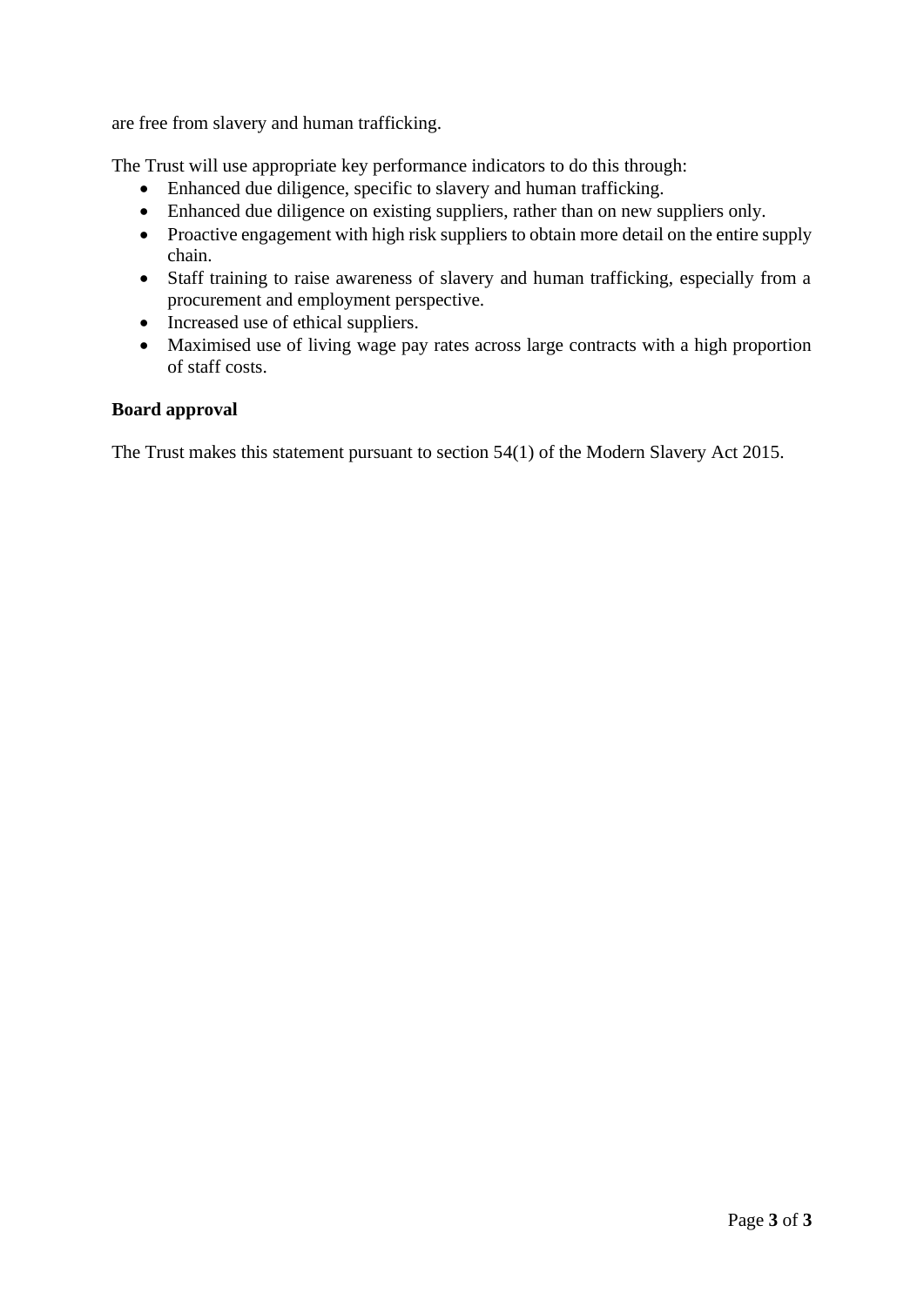are free from slavery and human trafficking.

The Trust will use appropriate key performance indicators to do this through:

- Enhanced due diligence, specific to slavery and human trafficking.
- Enhanced due diligence on existing suppliers, rather than on new suppliers only.
- Proactive engagement with high risk suppliers to obtain more detail on the entire supply chain.
- Staff training to raise awareness of slavery and human trafficking, especially from a procurement and employment perspective.
- Increased use of ethical suppliers.
- Maximised use of living wage pay rates across large contracts with a high proportion of staff costs.

**Board approval**

The Trust makes this statement pursuant to section 54(1) of the Modern Slavery Act 2015.